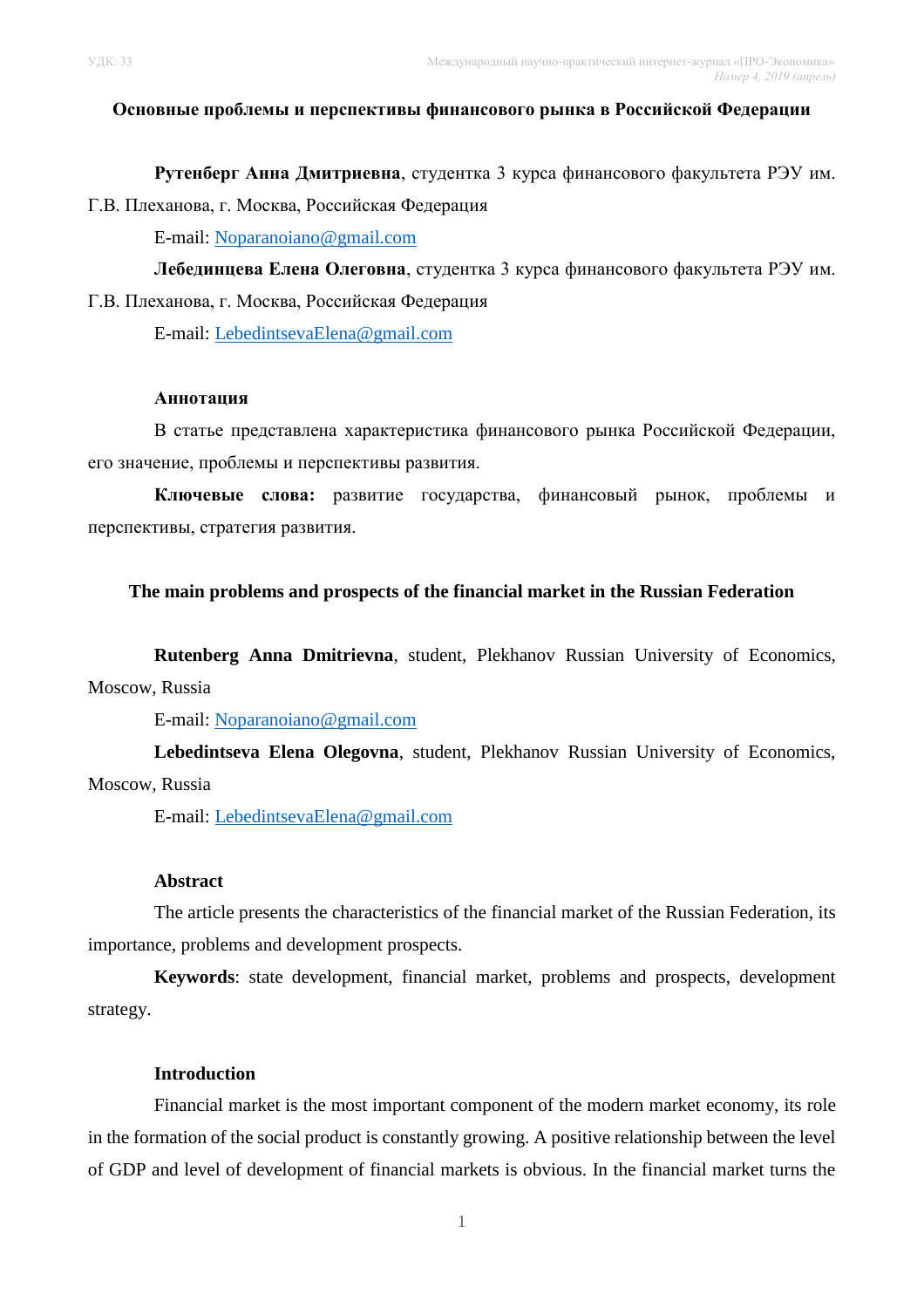УДК: 33

# Основные проблемы и перспективы финансового рынка в Российской Федерации

**Рутенберг Анна Дмитриевна**, студентка 3 курса финансового факультета РЭУ им. Г.В. Плеханова, г. Москва, Российская Федерация

E-mail: Noparanoiano@gmail.com

**Лебединцева Елена Олеговна**, студентка 3 курса финансового факультета РЭУ им. Г.В. Плеханова, г. Москва, Российская Федерация

E-mail: LebedintsevaElena@gmail.com

**Аннотация**

В статье представлена характеристика финансового рынка Российской Федерации, его значение, проблемы и перспективы развития.

**Ключевые слова:** развитие государства, финансовый рынок, проблемы и перспективы, стратегия развития.

# The main problems and prospects of the financial market in the Russian Federation

**Rutenberg Anna Dmitrievna**, student, Plekhanov Russian University of Economics, Moscow, Russia

E-mail: Noparanoiano@gmail.com

**Lebedintseva Elena Olegovna**, student, Plekhanov Russian University of Economics, Moscow, Russia

E-mail: LebedintsevaElena@gmail.com

**Abstract**

The article presents the characteristics of the financial market of the Russian Federation, its importance, problems and development prospects.

**Keywords**: state development, financial market, problems and prospects, development strategy.

## Introduction

Financial market is the most important component of the modern market economy, its role in the formation of the social product is constantly growing. A positive relationship between the level of GDP and level of development of financial markets is obvious. In the financial market turns the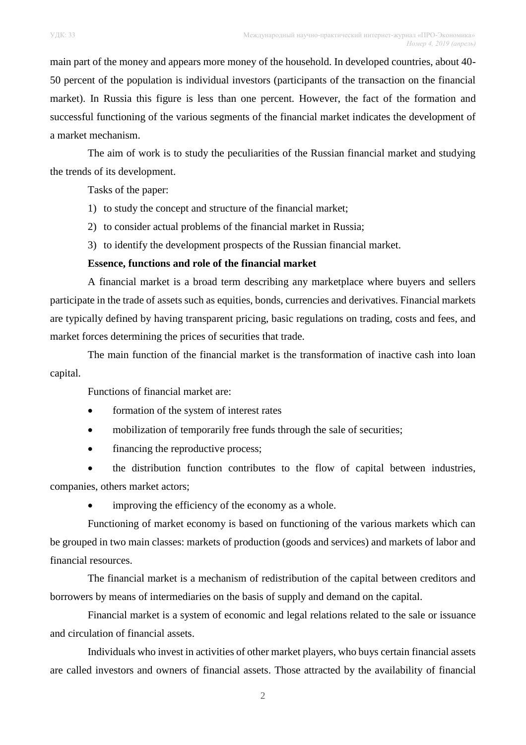main part of the money and appears more money of the household. In developed countries, about 40-50 percent of the population is individual investors (participants of the transaction on the financial market). In Russia this figure is less than one percent. However, the fact of the formation and successful functioning of the various segments of the financial market indicates the development of a market mechanism.

The aim of work is to study the peculiarities of the Russian financial market and studying the trends of its development.

Tasks of the paper:

1) to study the concept and structure of the financial market;
2) to consider actual problems of the financial market in Russia;
3) to identify the development prospects of the Russian financial market.

**Essence, functions and role of the financial market**

A financial market is a broad term describing any marketplace where buyers and sellers participate in the trade of assets such as equities, bonds, currencies and derivatives. Financial markets are typically defined by having transparent pricing, basic regulations on trading, costs and fees, and market forces determining the prices of securities that trade.

The main function of the financial market is the transformation of inactive cash into loan capital.

Functions of financial market are:

- formation of the system of interest rates
- mobilization of temporarily free funds through the sale of securities;
- financing the reproductive process;
- the distribution function contributes to the flow of capital between industries, companies, others market actors;
- improving the efficiency of the economy as a whole.

Functioning of market economy is based on functioning of the various markets which can be grouped in two main classes: markets of production (goods and services) and markets of labor and financial resources.

The financial market is a mechanism of redistribution of the capital between creditors and borrowers by means of intermediaries on the basis of supply and demand on the capital.

Financial market is a system of economic and legal relations related to the sale or issuance and circulation of financial assets.

Individuals who invest in activities of other market players, who buys certain financial assets are called investors and owners of financial assets. Those attracted by the availability of financial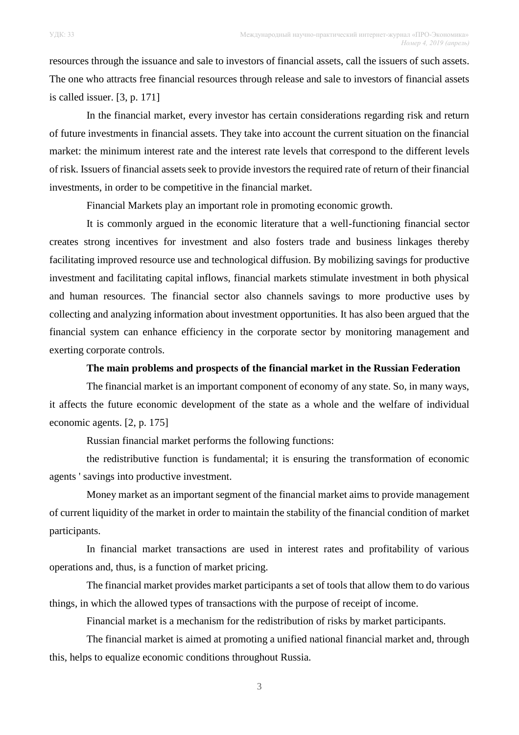resources through the issuance and sale to investors of financial assets, call the issuers of such assets. The one who attracts free financial resources through release and sale to investors of financial assets is called issuer. [3, p. 171]

In the financial market, every investor has certain considerations regarding risk and return of future investments in financial assets. They take into account the current situation on the financial market: the minimum interest rate and the interest rate levels that correspond to the different levels of risk. Issuers of financial assets seek to provide investors the required rate of return of their financial investments, in order to be competitive in the financial market.

Financial Markets play an important role in promoting economic growth.

It is commonly argued in the economic literature that a well-functioning financial sector creates strong incentives for investment and also fosters trade and business linkages thereby facilitating improved resource use and technological diffusion. By mobilizing savings for productive investment and facilitating capital inflows, financial markets stimulate investment in both physical and human resources. The financial sector also channels savings to more productive uses by collecting and analyzing information about investment opportunities. It has also been argued that the financial system can enhance efficiency in the corporate sector by monitoring management and exerting corporate controls.

**The main problems and prospects of the financial market in the Russian Federation**

The financial market is an important component of economy of any state. So, in many ways, it affects the future economic development of the state as a whole and the welfare of individual economic agents. [2, p. 175]

Russian financial market performs the following functions:

the redistributive function is fundamental; it is ensuring the transformation of economic agents ' savings into productive investment.

Money market as an important segment of the financial market aims to provide management of current liquidity of the market in order to maintain the stability of the financial condition of market participants.

In financial market transactions are used in interest rates and profitability of various operations and, thus, is a function of market pricing.

The financial market provides market participants a set of tools that allow them to do various things, in which the allowed types of transactions with the purpose of receipt of income.

Financial market is a mechanism for the redistribution of risks by market participants.

The financial market is aimed at promoting a unified national financial market and, through this, helps to equalize economic conditions throughout Russia.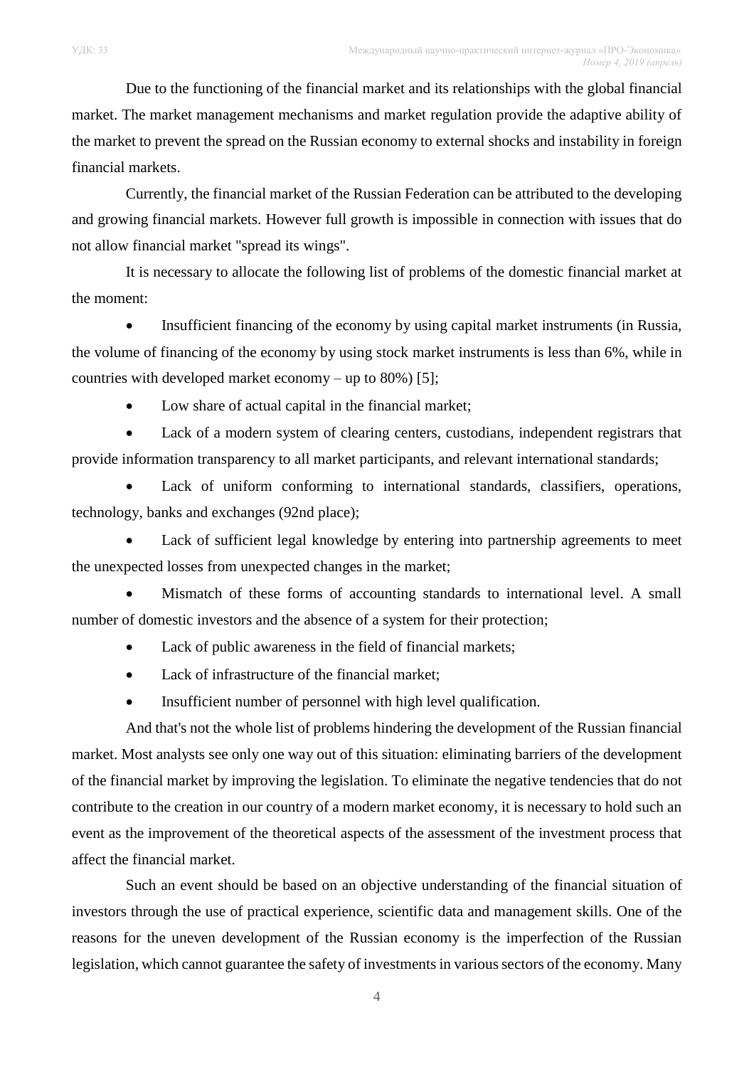Due to the functioning of the financial market and its relationships with the global financial market. The market management mechanisms and market regulation provide the adaptive ability of the market to prevent the spread on the Russian economy to external shocks and instability in foreign financial markets.

Currently, the financial market of the Russian Federation can be attributed to the developing and growing financial markets. However full growth is impossible in connection with issues that do not allow financial market "spread its wings".

It is necessary to allocate the following list of problems of the domestic financial market at the moment:

- Insufficient financing of the economy by using capital market instruments (in Russia, the volume of financing of the economy by using stock market instruments is less than 6%, while in countries with developed market economy – up to 80%) [5];
- Low share of actual capital in the financial market;
- Lack of a modern system of clearing centers, custodians, independent registrars that provide information transparency to all market participants, and relevant international standards;
- Lack of uniform conforming to international standards, classifiers, operations, technology, banks and exchanges (92nd place);
- Lack of sufficient legal knowledge by entering into partnership agreements to meet the unexpected losses from unexpected changes in the market;
- Mismatch of these forms of accounting standards to international level. A small number of domestic investors and the absence of a system for their protection;
- Lack of public awareness in the field of financial markets;
- Lack of infrastructure of the financial market;
- Insufficient number of personnel with high level qualification.

And that's not the whole list of problems hindering the development of the Russian financial market. Most analysts see only one way out of this situation: eliminating barriers of the development of the financial market by improving the legislation. To eliminate the negative tendencies that do not contribute to the creation in our country of a modern market economy, it is necessary to hold such an event as the improvement of the theoretical aspects of the assessment of the investment process that affect the financial market.

Such an event should be based on an objective understanding of the financial situation of investors through the use of practical experience, scientific data and management skills. One of the reasons for the uneven development of the Russian economy is the imperfection of the Russian legislation, which cannot guarantee the safety of investments in various sectors of the economy. Many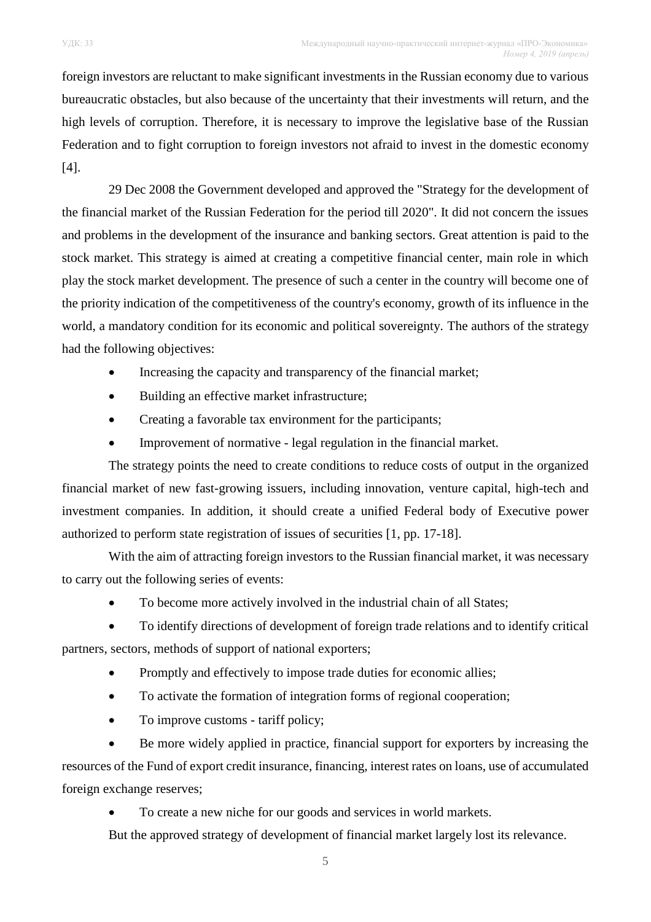foreign investors are reluctant to make significant investments in the Russian economy due to various bureaucratic obstacles, but also because of the uncertainty that their investments will return, and the high levels of corruption. Therefore, it is necessary to improve the legislative base of the Russian Federation and to fight corruption to foreign investors not afraid to invest in the domestic economy [4].

29 Dec 2008 the Government developed and approved the "Strategy for the development of the financial market of the Russian Federation for the period till 2020". It did not concern the issues and problems in the development of the insurance and banking sectors. Great attention is paid to the stock market. This strategy is aimed at creating a competitive financial center, main role in which play the stock market development. The presence of such a center in the country will become one of the priority indication of the competitiveness of the country's economy, growth of its influence in the world, a mandatory condition for its economic and political sovereignty. The authors of the strategy had the following objectives:

- Increasing the capacity and transparency of the financial market;
- Building an effective market infrastructure;
- Creating a favorable tax environment for the participants;
- Improvement of normative - legal regulation in the financial market.

The strategy points the need to create conditions to reduce costs of output in the organized financial market of new fast-growing issuers, including innovation, venture capital, high-tech and investment companies. In addition, it should create a unified Federal body of Executive power authorized to perform state registration of issues of securities [1, pp. 17-18].

With the aim of attracting foreign investors to the Russian financial market, it was necessary to carry out the following series of events:

- To become more actively involved in the industrial chain of all States;
- To identify directions of development of foreign trade relations and to identify critical partners, sectors, methods of support of national exporters;
- Promptly and effectively to impose trade duties for economic allies;
- To activate the formation of integration forms of regional cooperation;
- To improve customs - tariff policy;
- Be more widely applied in practice, financial support for exporters by increasing the resources of the Fund of export credit insurance, financing, interest rates on loans, use of accumulated foreign exchange reserves;
- To create a new niche for our goods and services in world markets.

But the approved strategy of development of financial market largely lost its relevance.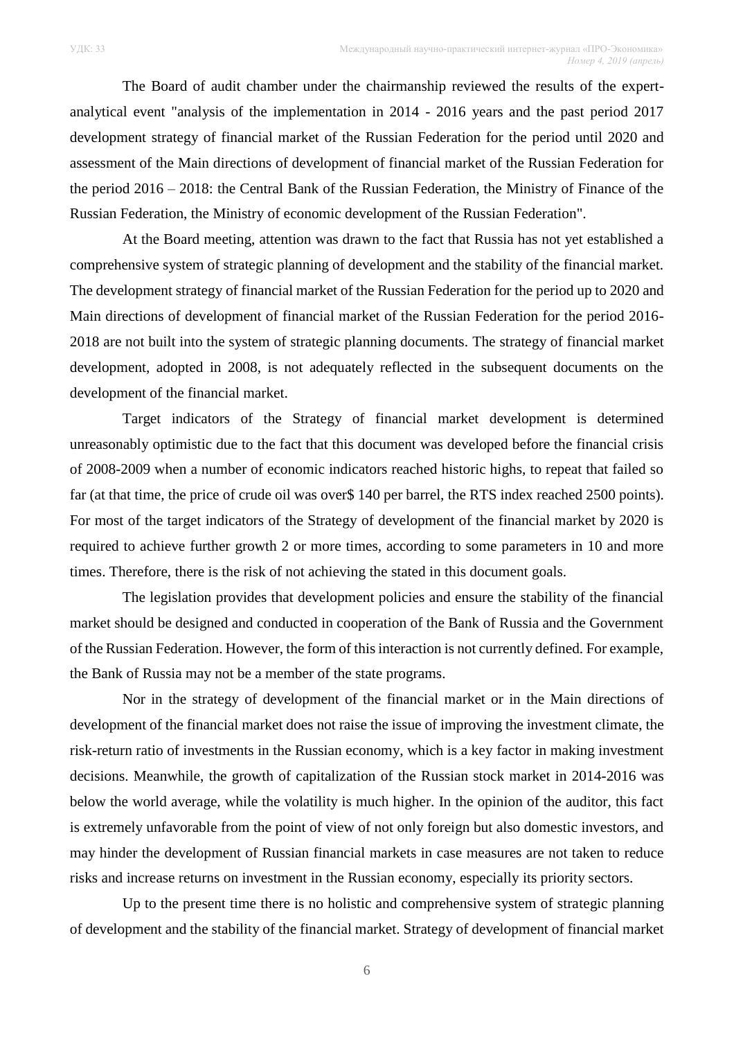The Board of audit chamber under the chairmanship reviewed the results of the expert-analytical event "analysis of the implementation in 2014 - 2016 years and the past period 2017 development strategy of financial market of the Russian Federation for the period until 2020 and assessment of the Main directions of development of financial market of the Russian Federation for the period 2016 – 2018: the Central Bank of the Russian Federation, the Ministry of Finance of the Russian Federation, the Ministry of economic development of the Russian Federation".

At the Board meeting, attention was drawn to the fact that Russia has not yet established a comprehensive system of strategic planning of development and the stability of the financial market. The development strategy of financial market of the Russian Federation for the period up to 2020 and Main directions of development of financial market of the Russian Federation for the period 2016-2018 are not built into the system of strategic planning documents. The strategy of financial market development, adopted in 2008, is not adequately reflected in the subsequent documents on the development of the financial market.

Target indicators of the Strategy of financial market development is determined unreasonably optimistic due to the fact that this document was developed before the financial crisis of 2008-2009 when a number of economic indicators reached historic highs, to repeat that failed so far (at that time, the price of crude oil was over$ 140 per barrel, the RTS index reached 2500 points). For most of the target indicators of the Strategy of development of the financial market by 2020 is required to achieve further growth 2 or more times, according to some parameters in 10 and more times. Therefore, there is the risk of not achieving the stated in this document goals.

The legislation provides that development policies and ensure the stability of the financial market should be designed and conducted in cooperation of the Bank of Russia and the Government of the Russian Federation. However, the form of this interaction is not currently defined. For example, the Bank of Russia may not be a member of the state programs.

Nor in the strategy of development of the financial market or in the Main directions of development of the financial market does not raise the issue of improving the investment climate, the risk-return ratio of investments in the Russian economy, which is a key factor in making investment decisions. Meanwhile, the growth of capitalization of the Russian stock market in 2014-2016 was below the world average, while the volatility is much higher. In the opinion of the auditor, this fact is extremely unfavorable from the point of view of not only foreign but also domestic investors, and may hinder the development of Russian financial markets in case measures are not taken to reduce risks and increase returns on investment in the Russian economy, especially its priority sectors.

Up to the present time there is no holistic and comprehensive system of strategic planning of development and the stability of the financial market. Strategy of development of financial market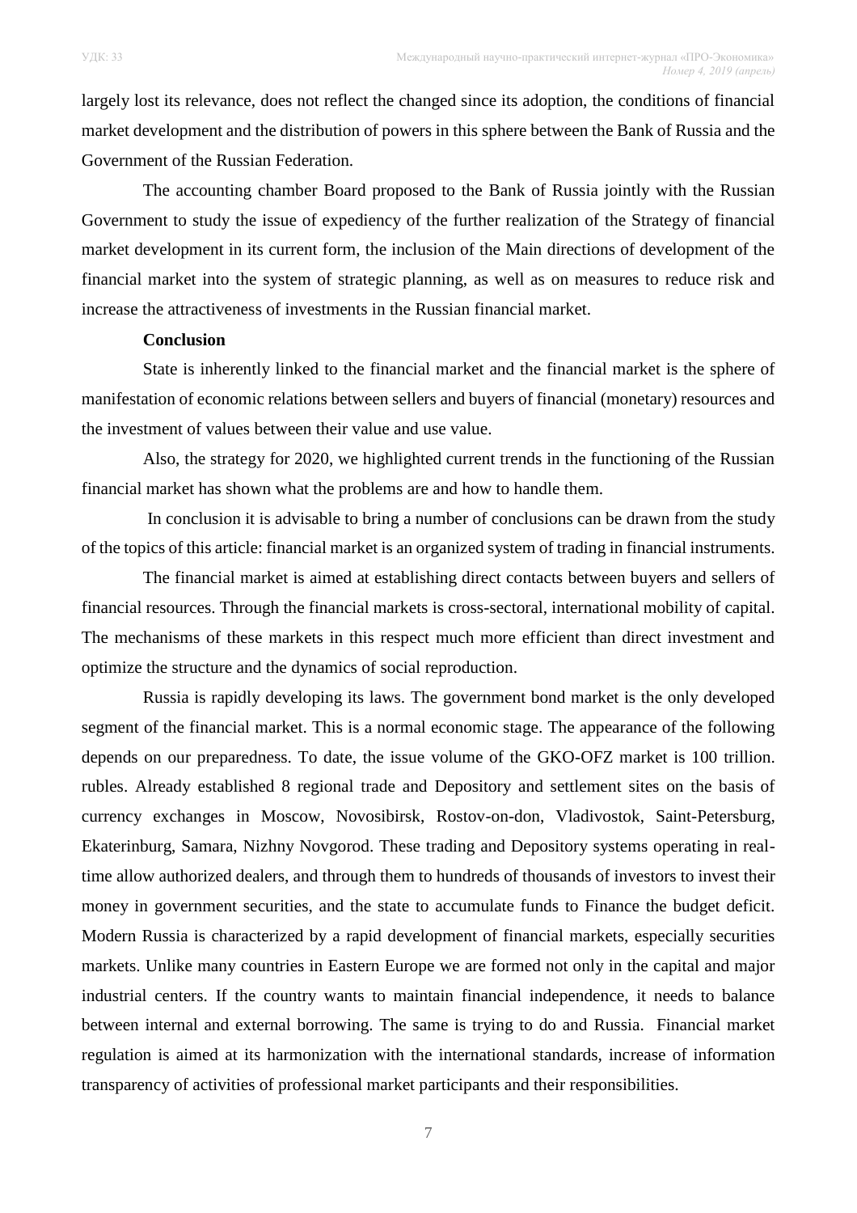largely lost its relevance, does not reflect the changed since its adoption, the conditions of financial market development and the distribution of powers in this sphere between the Bank of Russia and the Government of the Russian Federation.

The accounting chamber Board proposed to the Bank of Russia jointly with the Russian Government to study the issue of expediency of the further realization of the Strategy of financial market development in its current form, the inclusion of the Main directions of development of the financial market into the system of strategic planning, as well as on measures to reduce risk and increase the attractiveness of investments in the Russian financial market.

**Conclusion**

State is inherently linked to the financial market and the financial market is the sphere of manifestation of economic relations between sellers and buyers of financial (monetary) resources and the investment of values between their value and use value.

Also, the strategy for 2020, we highlighted current trends in the functioning of the Russian financial market has shown what the problems are and how to handle them.

In conclusion it is advisable to bring a number of conclusions can be drawn from the study of the topics of this article: financial market is an organized system of trading in financial instruments.

The financial market is aimed at establishing direct contacts between buyers and sellers of financial resources. Through the financial markets is cross-sectoral, international mobility of capital. The mechanisms of these markets in this respect much more efficient than direct investment and optimize the structure and the dynamics of social reproduction.

Russia is rapidly developing its laws. The government bond market is the only developed segment of the financial market. This is a normal economic stage. The appearance of the following depends on our preparedness. To date, the issue volume of the GKO-OFZ market is 100 trillion. rubles. Already established 8 regional trade and Depository and settlement sites on the basis of currency exchanges in Moscow, Novosibirsk, Rostov-on-don, Vladivostok, Saint-Petersburg, Ekaterinburg, Samara, Nizhny Novgorod. These trading and Depository systems operating in real-time allow authorized dealers, and through them to hundreds of thousands of investors to invest their money in government securities, and the state to accumulate funds to Finance the budget deficit. Modern Russia is characterized by a rapid development of financial markets, especially securities markets. Unlike many countries in Eastern Europe we are formed not only in the capital and major industrial centers. If the country wants to maintain financial independence, it needs to balance between internal and external borrowing. The same is trying to do and Russia. Financial market regulation is aimed at its harmonization with the international standards, increase of information transparency of activities of professional market participants and their responsibilities.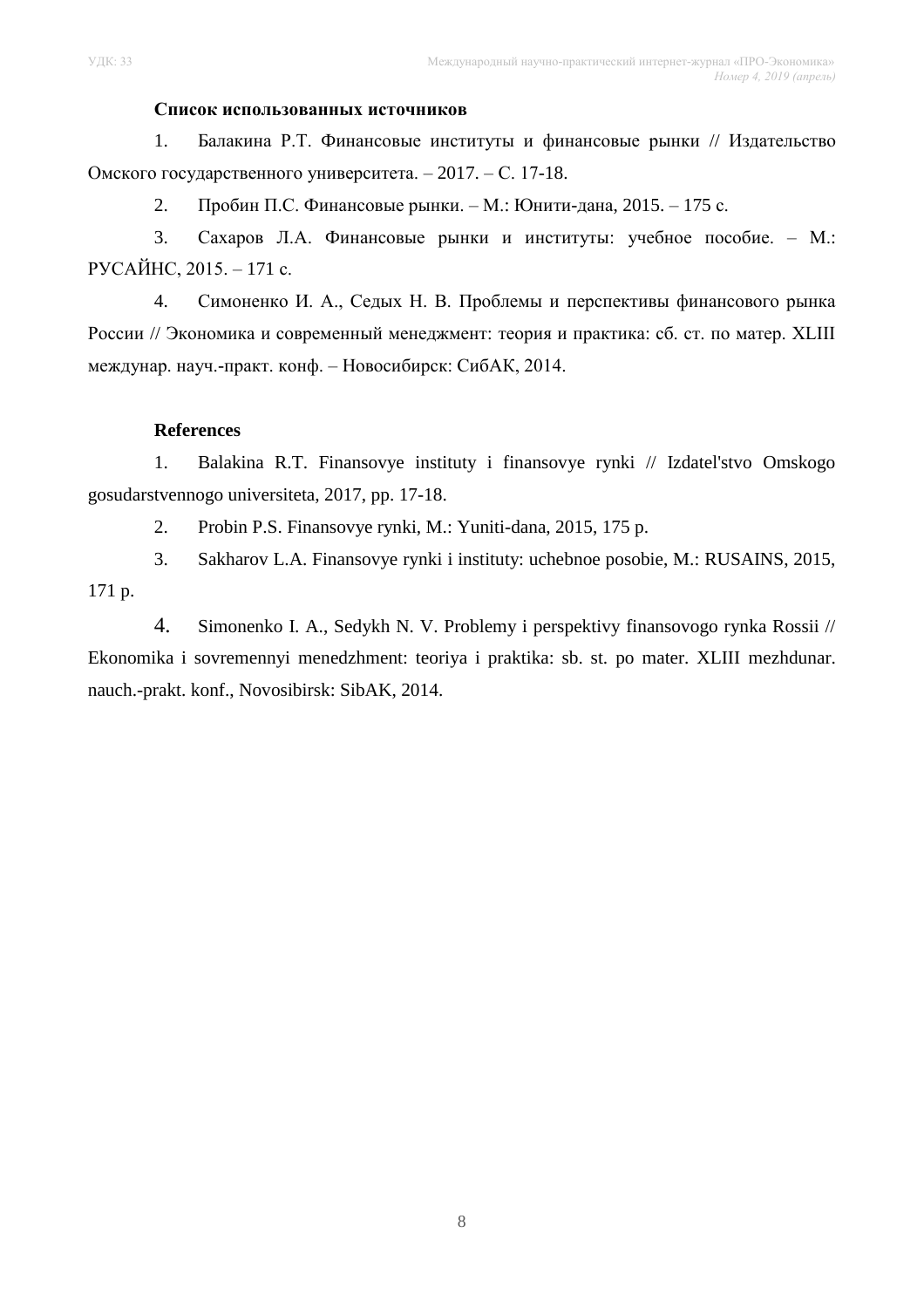**Список использованных источников**

1. Балакина Р.Т. Финансовые институты и финансовые рынки // Издательство Омского государственного университета. – 2017. – С. 17-18.
2. Пробин П.С. Финансовые рынки. – М.: Юнити-дана, 2015. – 175 с.
3. Сахаров Л.А. Финансовые рынки и институты: учебное пособие. – М.: РУСАЙНС, 2015. – 171 с.
4. Симоненко И. А., Седых Н. В. Проблемы и перспективы финансового рынка России // Экономика и современный менеджмент: теория и практика: сб. ст. по матер. XLIII междунар. науч.-практ. конф. – Новосибирск: СибАК, 2014.

**References**

1. Balakina R.T. Finansovye instituty i finansovye rynki // Izdatel'stvo Omskogo gosudarstvennogo universiteta, 2017, pp. 17-18.
2. Probin P.S. Finansovye rynki, M.: Yuniti-dana, 2015, 175 p.
3. Sakharov L.A. Finansovye rynki i instituty: uchebnoe posobie, M.: RUSAINS, 2015, 171 p.
4. Simonenko I. A., Sedykh N. V. Problemy i perspektivy finansovogo rynka Rossii // Ekonomika i sovremennyi menedzhment: teoriya i praktika: sb. st. po mater. XLIII mezhdunar. nauch.-prakt. konf., Novosibirsk: SibAK, 2014.